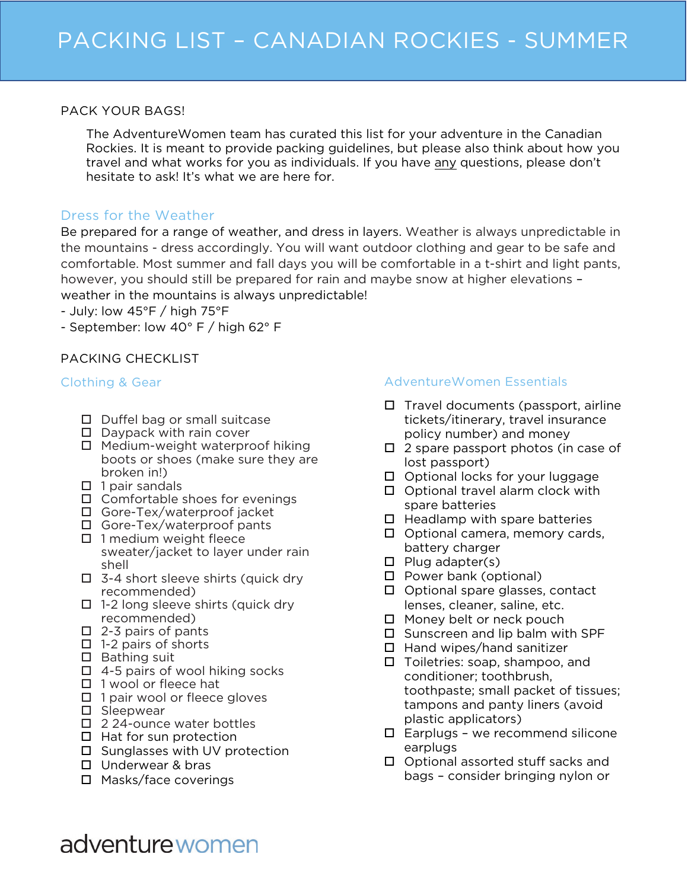# PACKING LIST – CANADIAN ROCKIES - SUMMER

PACK YOUR BAGS!

The AdventureWomen team has curated this list for your adventure in the Canadian Rockies. It is meant to provide packing guidelines, but please also think about how you travel and what works for you as individuals. If you have any questions, please don't hesitate to ask! It's what we are here for.

## Dress for the Weather

Be prepared for a range of weather, and dress in layers. Weather is always unpredictable in the mountains - dress accordingly. You will want outdoor clothing and gear to be safe and comfortable. Most summer and fall days you will be comfortable in a t-shirt and light pants, however, you should still be prepared for rain and maybe snow at higher elevations – weather in the mountains is always unpredictable!

- July: low 45°F / high 75°F
- September: low 40° F / high 62° F

PACKING CHECKLIST

### Clothing & Gear

- ☐ Duffel bag or small suitcase
- ☐ Daypack with rain cover
- ☐ Medium-weight waterproof hiking boots or shoes (make sure they are broken in!)
- ☐ 1 pair sandals
- ☐ Comfortable shoes for evenings
- ☐ Gore-Tex/waterproof jacket
- ☐ Gore-Tex/waterproof pants
- ☐ 1 medium weight fleece sweater/jacket to layer under rain shell
- ☐ 3-4 short sleeve shirts (quick dry recommended)
- ☐ 1-2 long sleeve shirts (quick dry recommended)
- ☐ 2-3 pairs of pants
- ☐ 1-2 pairs of shorts
- ☐ Bathing suit
- ☐ 4-5 pairs of wool hiking socks
- ☐ 1 wool or fleece hat
- ☐ 1 pair wool or fleece gloves
- ☐ Sleepwear
- ☐ 2 24-ounce water bottles
- ☐ Hat for sun protection
- ☐ Sunglasses with UV protection
- ☐ Underwear & bras
- ☐ Masks/face coverings

### AdventureWomen Essentials

- ☐ Travel documents (passport, airline tickets/itinerary, travel insurance policy number) and money
- ☐ 2 spare passport photos (in case of lost passport)
- ☐ Optional locks for your luggage
- ☐ Optional travel alarm clock with spare batteries
- ☐ Headlamp with spare batteries
- ☐ Optional camera, memory cards, battery charger
- ☐ Plug adapter(s)
- ☐ Power bank (optional)
- ☐ Optional spare glasses, contact lenses, cleaner, saline, etc.
- ☐ Money belt or neck pouch
- ☐ Sunscreen and lip balm with SPF
- ☐ Hand wipes/hand sanitizer
- ☐ Toiletries: soap, shampoo, and conditioner; toothbrush, toothpaste; small packet of tissues; tampons and panty liners (avoid plastic applicators)
- ☐ Earplugs – we recommend silicone earplugs
- ☐ Optional assorted stuff sacks and bags – consider bringing nylon or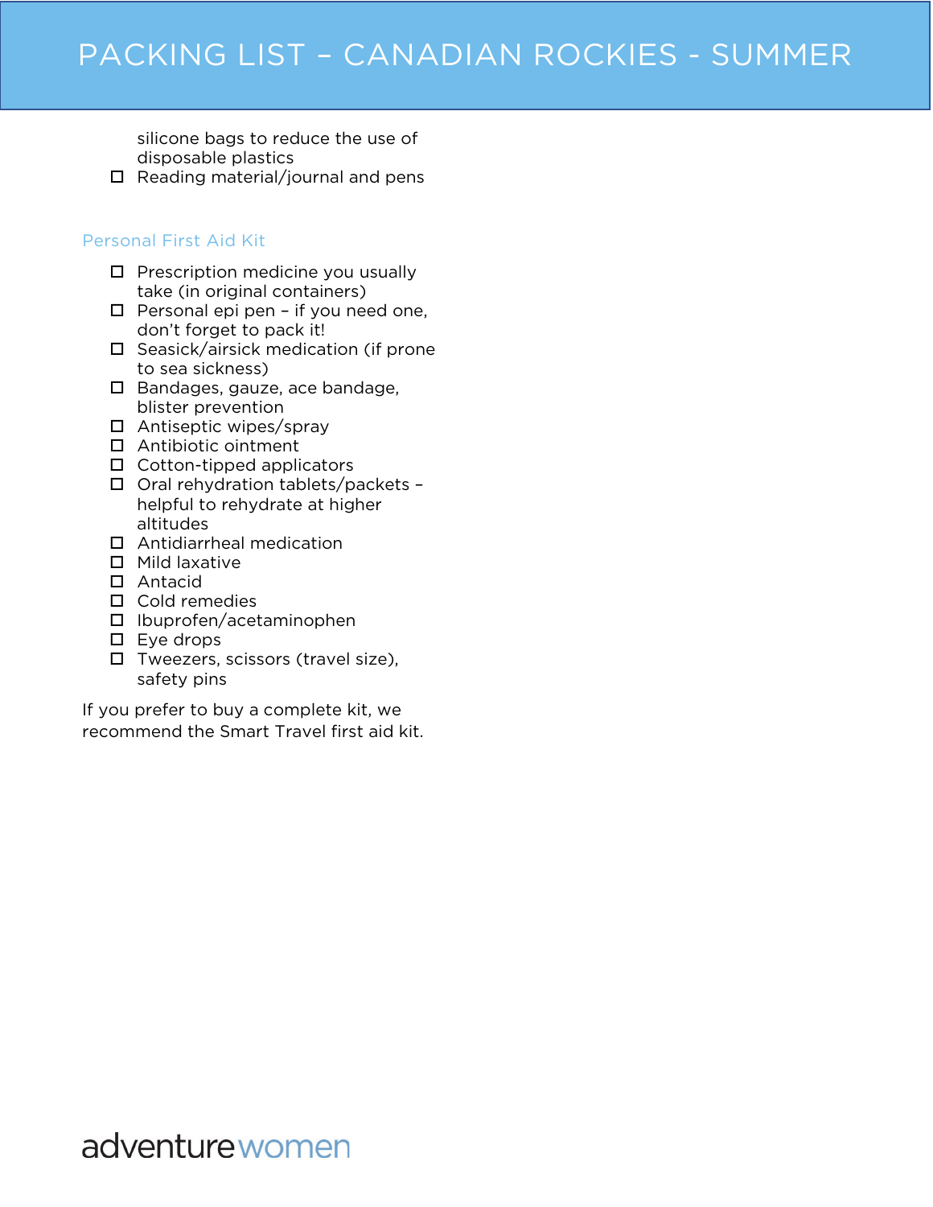silicone bags to reduce the use of disposable plastics

- ☐ Reading material/journal and pens

## Personal First Aid Kit

- ☐ Prescription medicine you usually take (in original containers)
- ☐ Personal epi pen – if you need one, don't forget to pack it!
- ☐ Seasick/airsick medication (if prone to sea sickness)
- ☐ Bandages, gauze, ace bandage, blister prevention
- ☐ Antiseptic wipes/spray
- ☐ Antibiotic ointment
- ☐ Cotton-tipped applicators
- ☐ Oral rehydration tablets/packets – helpful to rehydrate at higher altitudes
- ☐ Antidiarrheal medication
- ☐ Mild laxative
- ☐ Antacid
- ☐ Cold remedies
- ☐ Ibuprofen/acetaminophen
- ☐ Eye drops
- ☐ Tweezers, scissors (travel size), safety pins

If you prefer to buy a complete kit, we recommend the Smart Travel first aid kit.